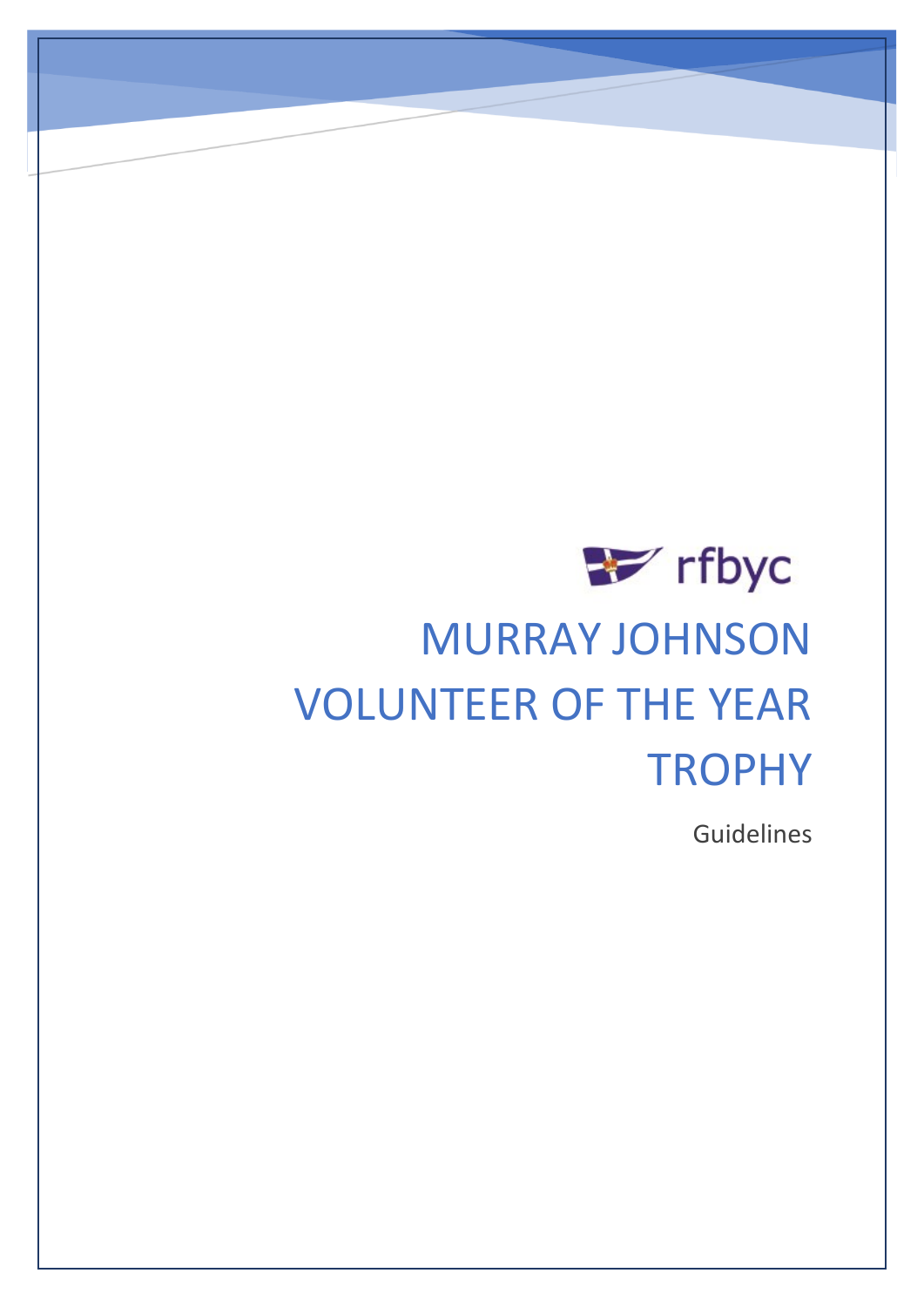rfbyc

# MURRAY JOHNSON VOLUNTEER OF THE YEAR TROPHY

Guidelines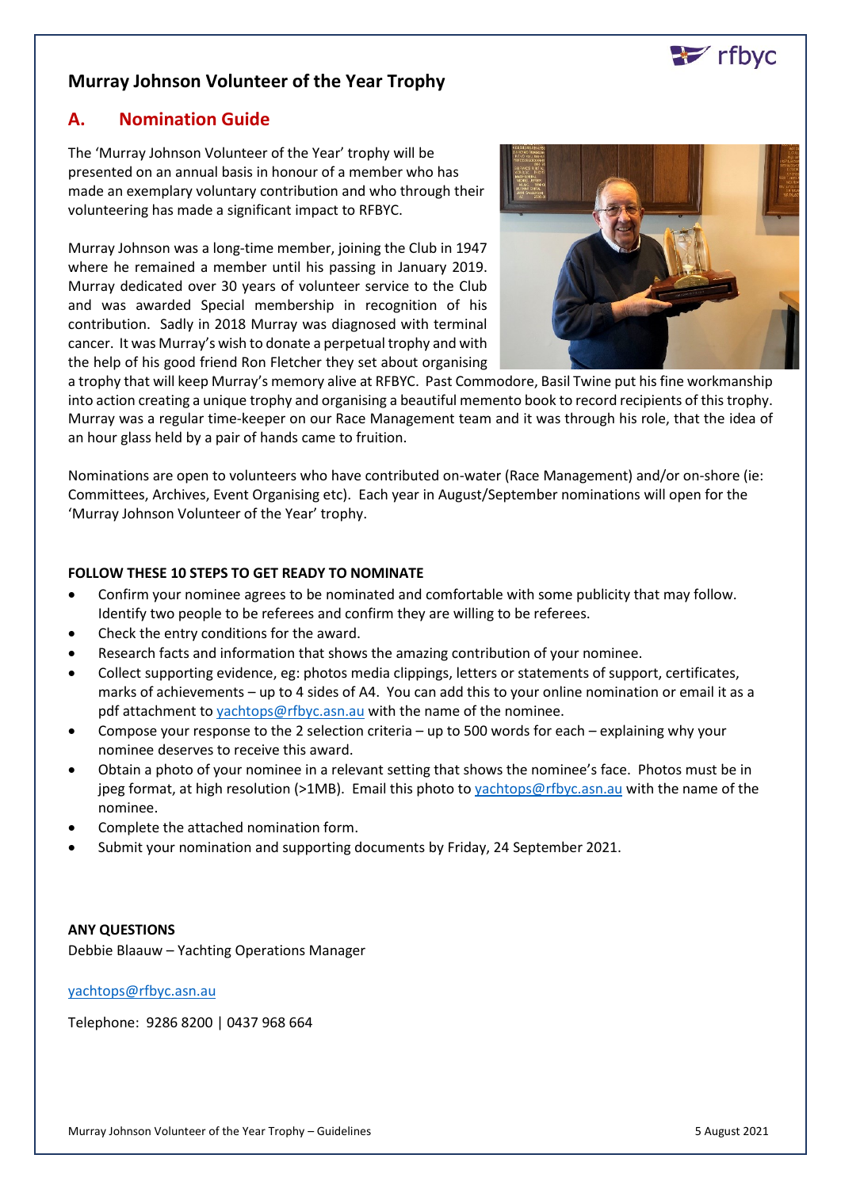# Murray Johnson Volunteer of the Year Trophy

## A. Nomination Guide

The 'Murray Johnson Volunteer of the Year' trophy will be presented on an annual basis in honour of a member who has made an exemplary voluntary contribution and who through their volunteering has made a significant impact to RFBYC.

Murray Johnson was a long-time member, joining the Club in 1947 where he remained a member until his passing in January 2019. Murray dedicated over 30 years of volunteer service to the Club and was awarded Special membership in recognition of his contribution. Sadly in 2018 Murray was diagnosed with terminal cancer. It was Murray's wish to donate a perpetual trophy and with the help of his good friend Ron Fletcher they set about organising a trophy that will keep Murray's memory alive at RFBYC. Past Commodore, Basil Twine put his fine workmanship into action creating a unique trophy and organising a beautiful memento book to record recipients of this trophy. Murray was a regular time-keeper on our Race Management team and it was through his role, that the idea of an hour glass held by a pair of hands came to fruition.

Nominations are open to volunteers who have contributed on-water (Race Management) and/or on-shore (ie: Committees, Archives, Event Organising etc). Each year in August/September nominations will open for the 'Murray Johnson Volunteer of the Year' trophy.

**FOLLOW THESE 10 STEPS TO GET READY TO NOMINATE**

- Confirm your nominee agrees to be nominated and comfortable with some publicity that may follow. Identify two people to be referees and confirm they are willing to be referees.
- Check the entry conditions for the award.
- Research facts and information that shows the amazing contribution of your nominee.
- Collect supporting evidence, eg: photos media clippings, letters or statements of support, certificates, marks of achievements – up to 4 sides of A4. You can add this to your online nomination or email it as a pdf attachment to yachtops@rfbyc.asn.au with the name of the nominee.
- Compose your response to the 2 selection criteria – up to 500 words for each – explaining why your nominee deserves to receive this award.
- Obtain a photo of your nominee in a relevant setting that shows the nominee's face. Photos must be in jpeg format, at high resolution (>1MB). Email this photo to yachtops@rfbyc.asn.au with the name of the nominee.
- Complete the attached nomination form.
- Submit your nomination and supporting documents by Friday, 24 September 2021.

**ANY QUESTIONS**

Debbie Blaauw – Yachting Operations Manager

yachtops@rfbyc.asn.au

Telephone: 9286 8200 | 0437 968 664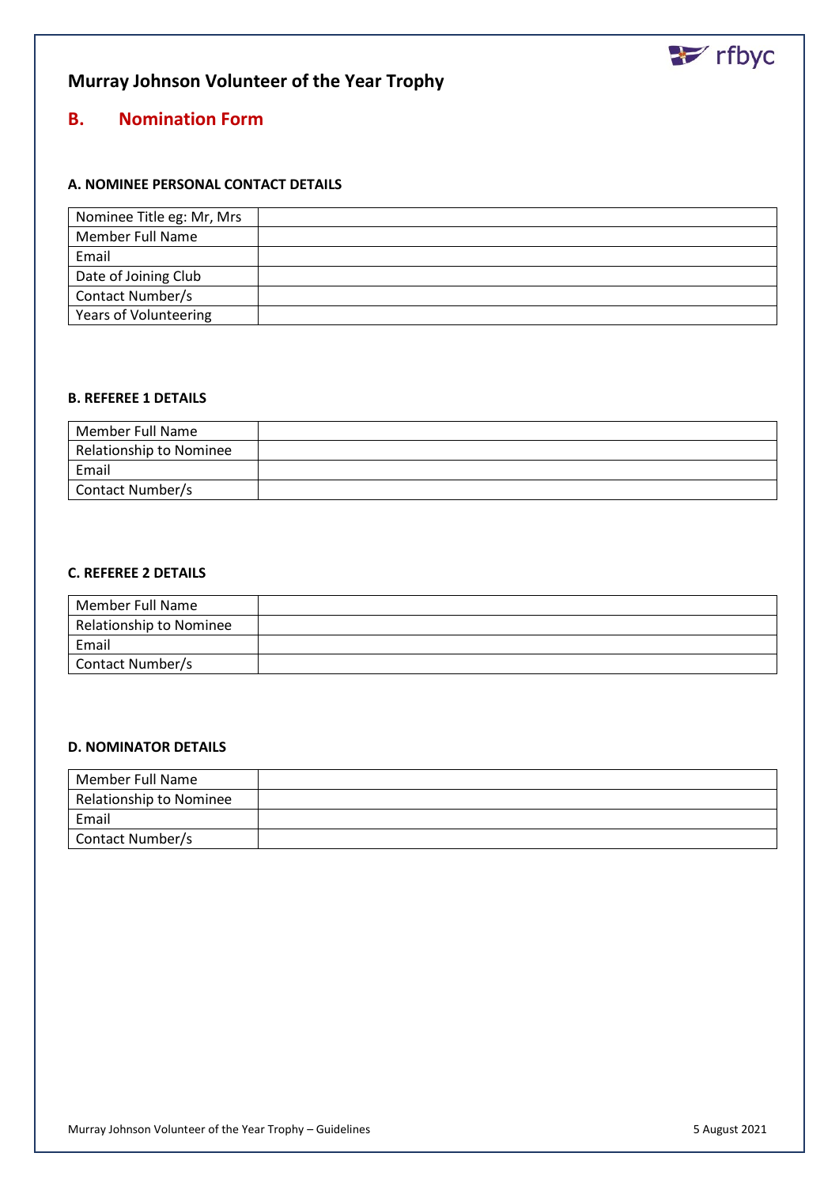# Murray Johnson Volunteer of the Year Trophy

## B. Nomination Form

### A. NOMINEE PERSONAL CONTACT DETAILS

| | |
|---|---|
| Nominee Title eg: Mr, Mrs | |
| Member Full Name | |
| Email | |
| Date of Joining Club | |
| Contact Number/s | |
| Years of Volunteering | |

### B. REFEREE 1 DETAILS

| | |
|---|---|
| Member Full Name | |
| Relationship to Nominee | |
| Email | |
| Contact Number/s | |

### C. REFEREE 2 DETAILS

| | |
|---|---|
| Member Full Name | |
| Relationship to Nominee | |
| Email | |
| Contact Number/s | |

### D. NOMINATOR DETAILS

| | |
|---|---|
| Member Full Name | |
| Relationship to Nominee | |
| Email | |
| Contact Number/s | |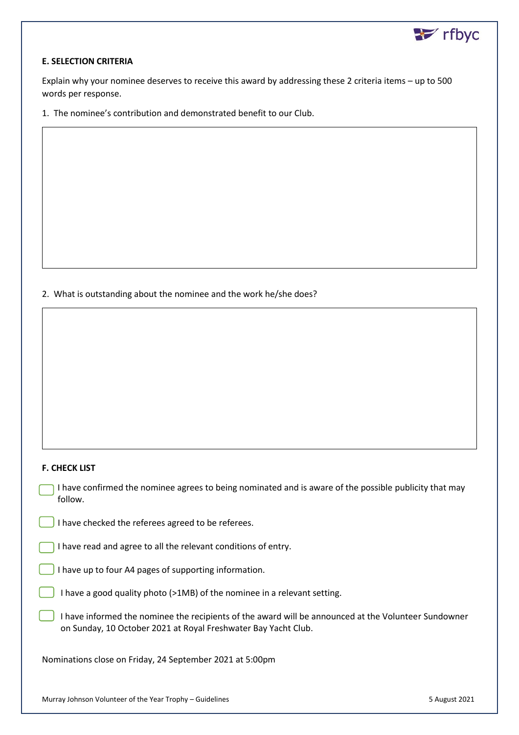### E. SELECTION CRITERIA

Explain why your nominee deserves to receive this award by addressing these 2 criteria items – up to 500 words per response.

1. The nominee's contribution and demonstrated benefit to our Club.

2. What is outstanding about the nominee and the work he/she does?

### F. CHECK LIST

- [ ] I have confirmed the nominee agrees to being nominated and is aware of the possible publicity that may follow.
- [ ] I have checked the referees agreed to be referees.
- [ ] I have read and agree to all the relevant conditions of entry.
- [ ] I have up to four A4 pages of supporting information.
- [ ] I have a good quality photo (>1MB) of the nominee in a relevant setting.
- [ ] I have informed the nominee the recipients of the award will be announced at the Volunteer Sundowner on Sunday, 10 October 2021 at Royal Freshwater Bay Yacht Club.

Nominations close on Friday, 24 September 2021 at 5:00pm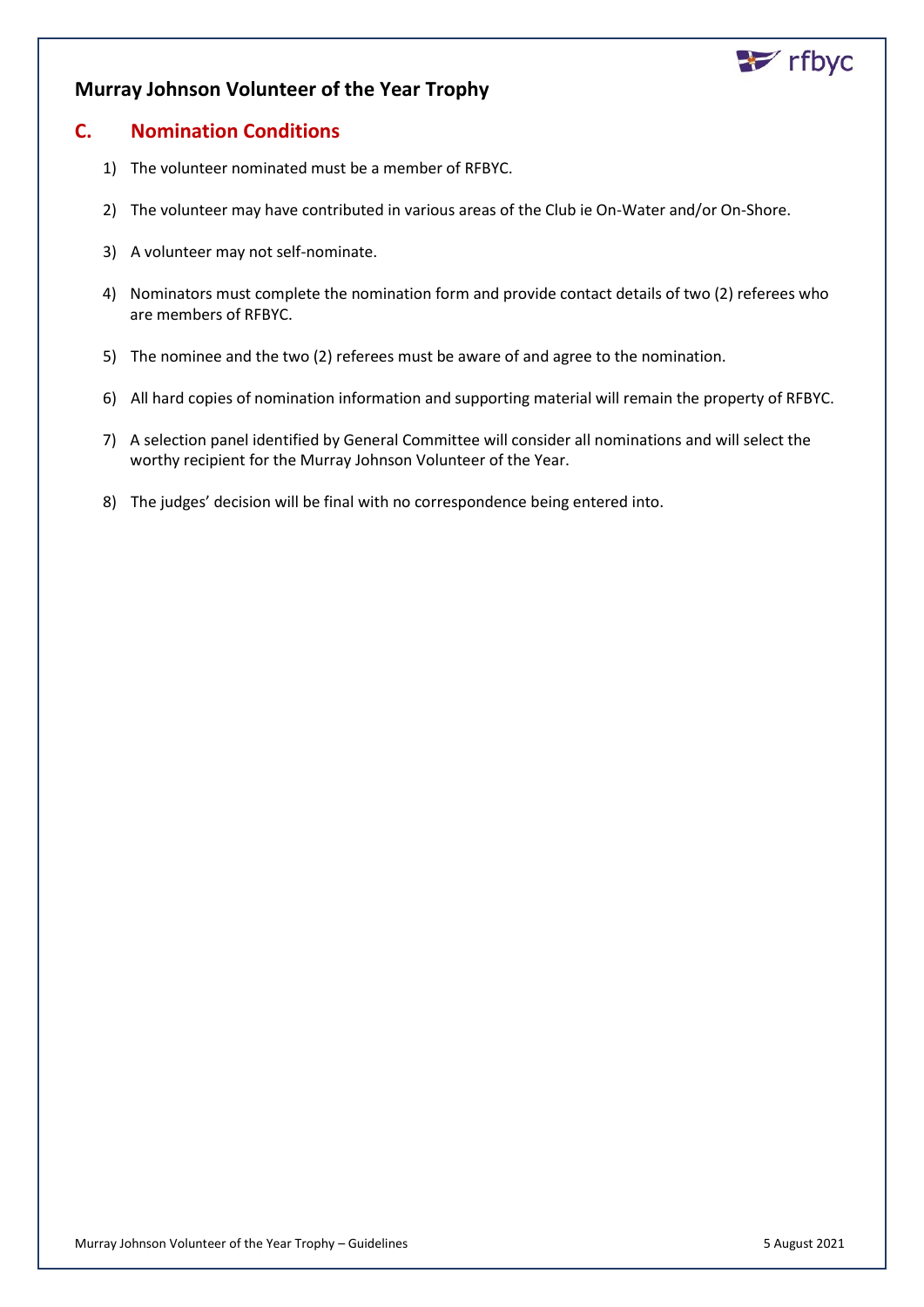## Murray Johnson Volunteer of the Year Trophy

## C. Nomination Conditions

1) The volunteer nominated must be a member of RFBYC.
2) The volunteer may have contributed in various areas of the Club ie On-Water and/or On-Shore.
3) A volunteer may not self-nominate.
4) Nominators must complete the nomination form and provide contact details of two (2) referees who are members of RFBYC.
5) The nominee and the two (2) referees must be aware of and agree to the nomination.
6) All hard copies of nomination information and supporting material will remain the property of RFBYC.
7) A selection panel identified by General Committee will consider all nominations and will select the worthy recipient for the Murray Johnson Volunteer of the Year.
8) The judges' decision will be final with no correspondence being entered into.